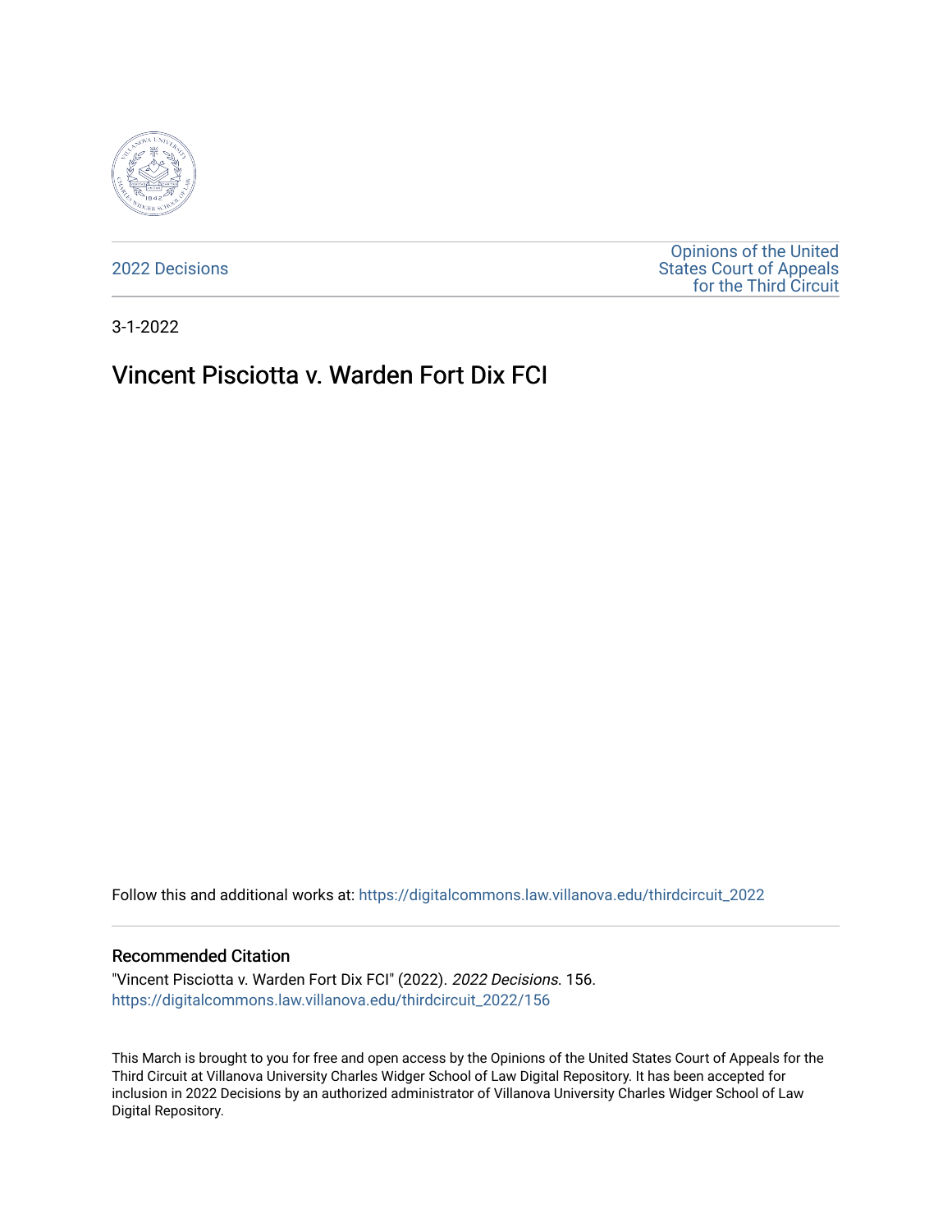2022 Decisions

Opinions of the United States Court of Appeals for the Third Circuit

3-1-2022

# Vincent Pisciotta v. Warden Fort Dix FCI

Follow this and additional works at: https://digitalcommons.law.villanova.edu/thirdcircuit_2022

### Recommended Citation

"Vincent Pisciotta v. Warden Fort Dix FCI" (2022). *2022 Decisions*. 156.
https://digitalcommons.law.villanova.edu/thirdcircuit_2022/156

This March is brought to you for free and open access by the Opinions of the United States Court of Appeals for the Third Circuit at Villanova University Charles Widger School of Law Digital Repository. It has been accepted for inclusion in 2022 Decisions by an authorized administrator of Villanova University Charles Widger School of Law Digital Repository.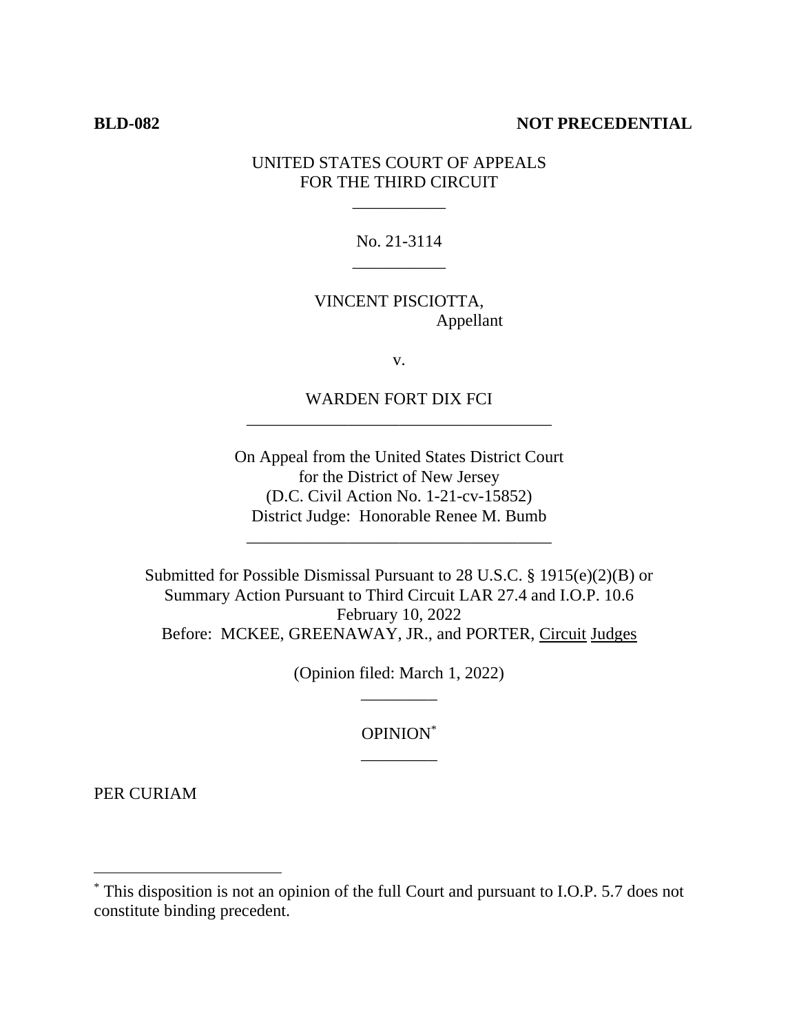**BLD-082** **NOT PRECEDENTIAL**

UNITED STATES COURT OF APPEALS
FOR THE THIRD CIRCUIT

\_\_\_\_\_\_\_\_\_\_\_

No. 21-3114

\_\_\_\_\_\_\_\_\_\_\_

VINCENT PISCIOTTA,
Appellant

v.

WARDEN FORT DIX FCI

\_\_\_\_\_\_\_\_\_\_\_\_\_\_\_\_\_\_\_\_\_\_\_\_\_\_\_\_\_\_\_\_\_\_\_\_

On Appeal from the United States District Court
for the District of New Jersey
(D.C. Civil Action No. 1-21-cv-15852)
District Judge: Honorable Renee M. Bumb

\_\_\_\_\_\_\_\_\_\_\_\_\_\_\_\_\_\_\_\_\_\_\_\_\_\_\_\_\_\_\_\_\_\_\_\_

Submitted for Possible Dismissal Pursuant to 28 U.S.C. § 1915(e)(2)(B) or
Summary Action Pursuant to Third Circuit LAR 27.4 and I.O.P. 10.6
February 10, 2022
Before: MCKEE, GREENAWAY, JR., and PORTER, Circuit Judges

(Opinion filed: March 1, 2022)

\_\_\_\_\_\_\_\_\_

OPINION[*]

\_\_\_\_\_\_\_\_\_

PER CURIAM

---

[*] This disposition is not an opinion of the full Court and pursuant to I.O.P. 5.7 does not constitute binding precedent.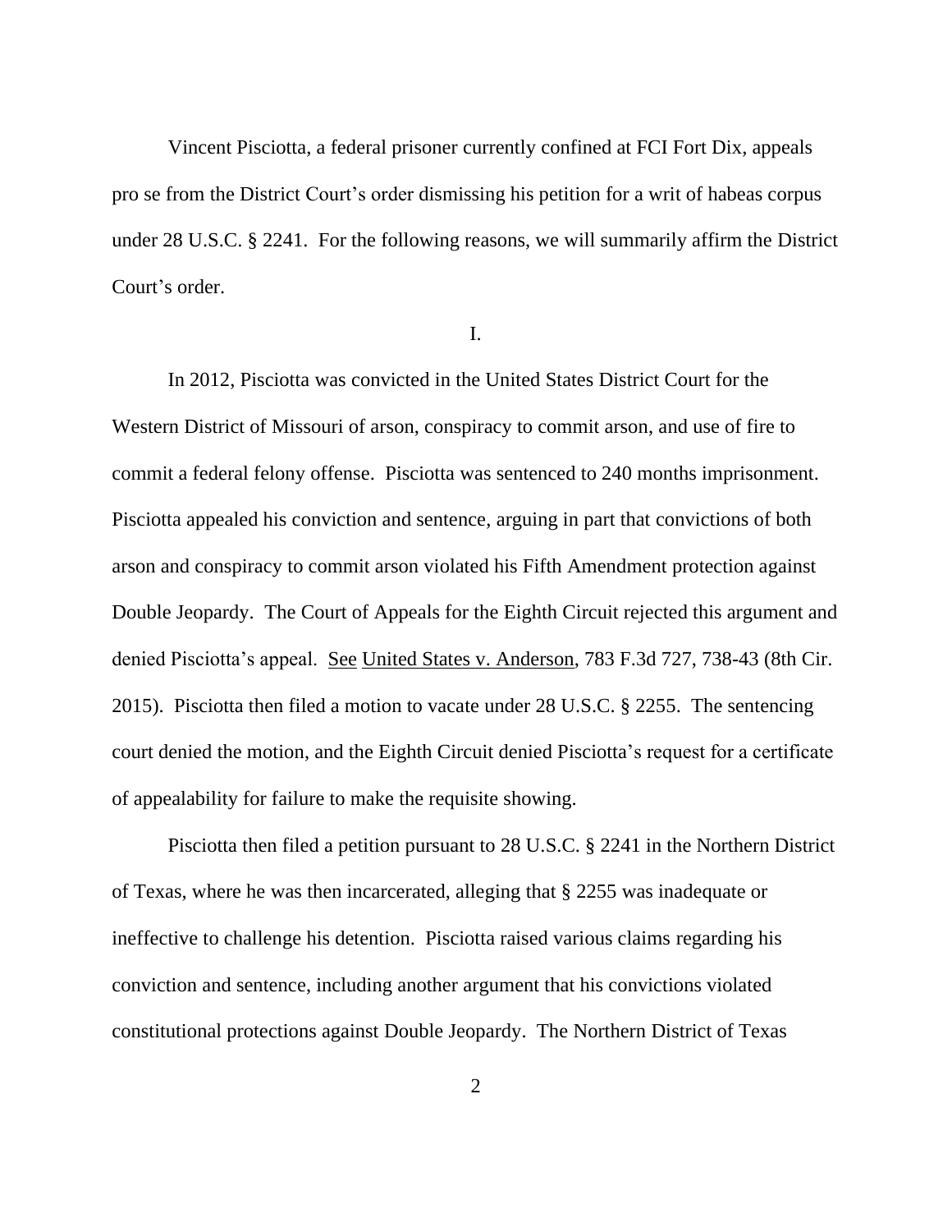Vincent Pisciotta, a federal prisoner currently confined at FCI Fort Dix, appeals pro se from the District Court's order dismissing his petition for a writ of habeas corpus under 28 U.S.C. § 2241. For the following reasons, we will summarily affirm the District Court's order.

I.

In 2012, Pisciotta was convicted in the United States District Court for the Western District of Missouri of arson, conspiracy to commit arson, and use of fire to commit a federal felony offense. Pisciotta was sentenced to 240 months imprisonment. Pisciotta appealed his conviction and sentence, arguing in part that convictions of both arson and conspiracy to commit arson violated his Fifth Amendment protection against Double Jeopardy. The Court of Appeals for the Eighth Circuit rejected this argument and denied Pisciotta's appeal. See United States v. Anderson, 783 F.3d 727, 738-43 (8th Cir. 2015). Pisciotta then filed a motion to vacate under 28 U.S.C. § 2255. The sentencing court denied the motion, and the Eighth Circuit denied Pisciotta's request for a certificate of appealability for failure to make the requisite showing.

Pisciotta then filed a petition pursuant to 28 U.S.C. § 2241 in the Northern District of Texas, where he was then incarcerated, alleging that § 2255 was inadequate or ineffective to challenge his detention. Pisciotta raised various claims regarding his conviction and sentence, including another argument that his convictions violated constitutional protections against Double Jeopardy. The Northern District of Texas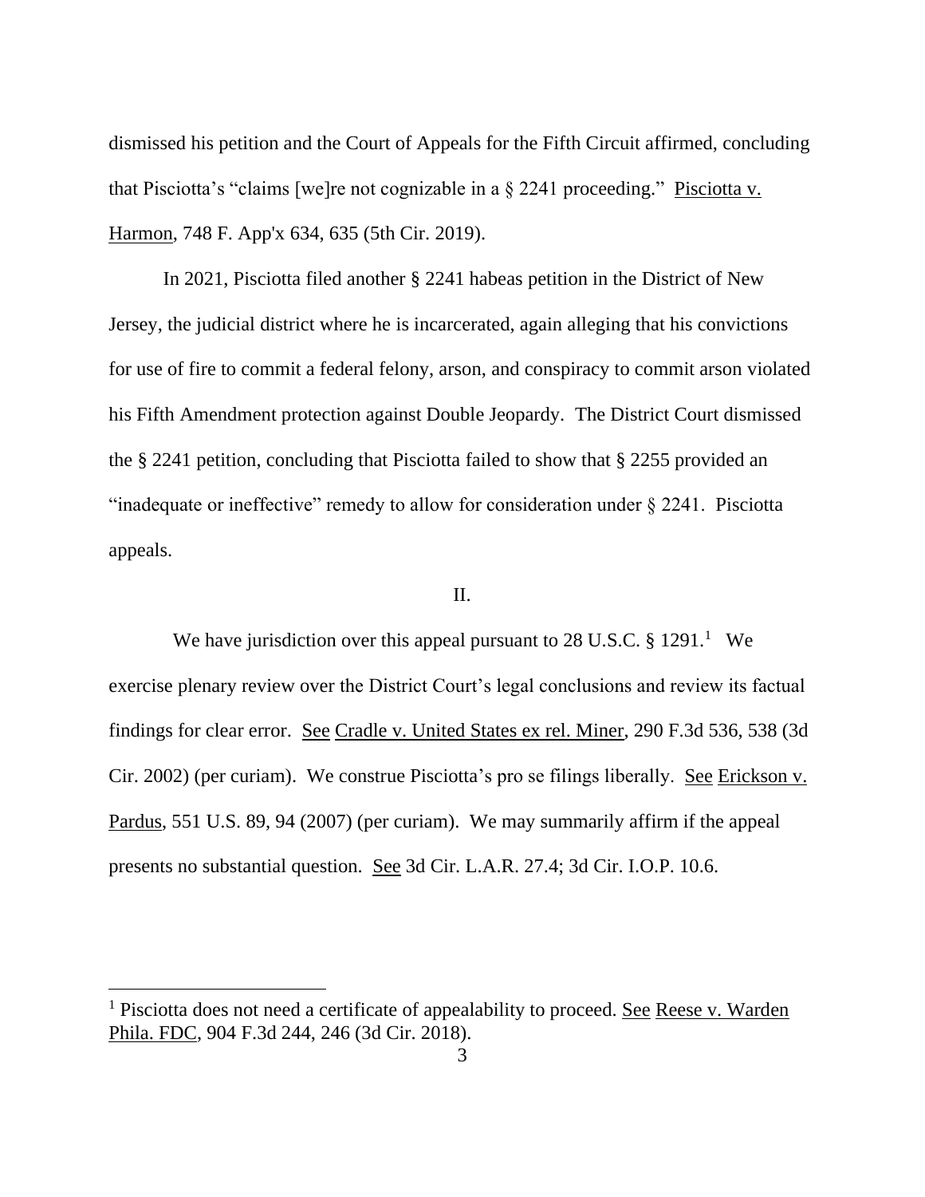dismissed his petition and the Court of Appeals for the Fifth Circuit affirmed, concluding that Pisciotta's "claims [we]re not cognizable in a § 2241 proceeding." Pisciotta v. Harmon, 748 F. App'x 634, 635 (5th Cir. 2019).

In 2021, Pisciotta filed another § 2241 habeas petition in the District of New Jersey, the judicial district where he is incarcerated, again alleging that his convictions for use of fire to commit a federal felony, arson, and conspiracy to commit arson violated his Fifth Amendment protection against Double Jeopardy. The District Court dismissed the § 2241 petition, concluding that Pisciotta failed to show that § 2255 provided an "inadequate or ineffective" remedy to allow for consideration under § 2241. Pisciotta appeals.

## II.

We have jurisdiction over this appeal pursuant to 28 U.S.C. § 1291.[1] We exercise plenary review over the District Court's legal conclusions and review its factual findings for clear error. See Cradle v. United States ex rel. Miner, 290 F.3d 536, 538 (3d Cir. 2002) (per curiam). We construe Pisciotta's pro se filings liberally. See Erickson v. Pardus, 551 U.S. 89, 94 (2007) (per curiam). We may summarily affirm if the appeal presents no substantial question. See 3d Cir. L.A.R. 27.4; 3d Cir. I.O.P. 10.6.

---

[1] Pisciotta does not need a certificate of appealability to proceed. See Reese v. Warden Phila. FDC, 904 F.3d 244, 246 (3d Cir. 2018).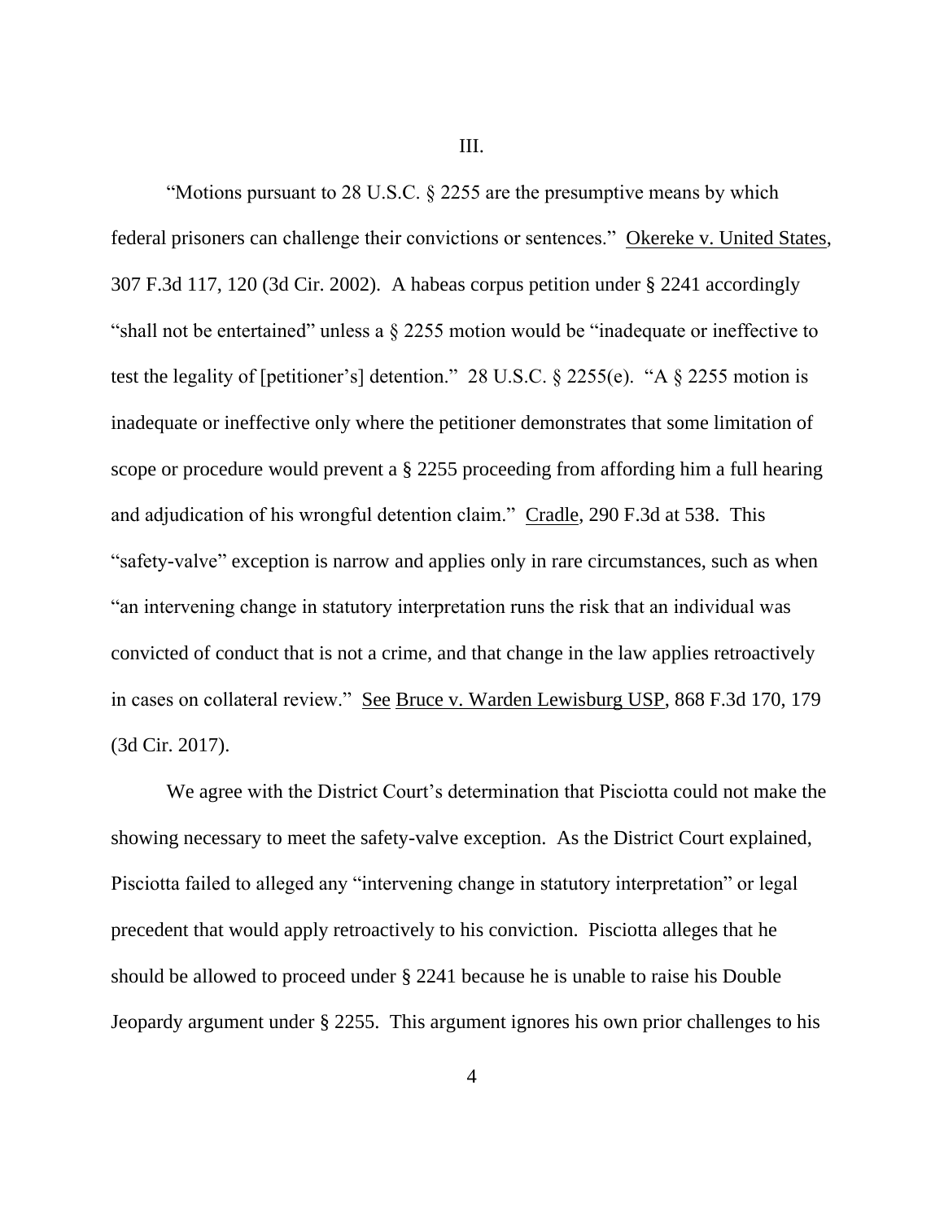III.

"Motions pursuant to 28 U.S.C. § 2255 are the presumptive means by which federal prisoners can challenge their convictions or sentences." Okereke v. United States, 307 F.3d 117, 120 (3d Cir. 2002). A habeas corpus petition under § 2241 accordingly "shall not be entertained" unless a § 2255 motion would be "inadequate or ineffective to test the legality of [petitioner's] detention." 28 U.S.C. § 2255(e). "A § 2255 motion is inadequate or ineffective only where the petitioner demonstrates that some limitation of scope or procedure would prevent a § 2255 proceeding from affording him a full hearing and adjudication of his wrongful detention claim." Cradle, 290 F.3d at 538. This "safety-valve" exception is narrow and applies only in rare circumstances, such as when "an intervening change in statutory interpretation runs the risk that an individual was convicted of conduct that is not a crime, and that change in the law applies retroactively in cases on collateral review." See Bruce v. Warden Lewisburg USP, 868 F.3d 170, 179 (3d Cir. 2017).

We agree with the District Court's determination that Pisciotta could not make the showing necessary to meet the safety-valve exception. As the District Court explained, Pisciotta failed to alleged any "intervening change in statutory interpretation" or legal precedent that would apply retroactively to his conviction. Pisciotta alleges that he should be allowed to proceed under § 2241 because he is unable to raise his Double Jeopardy argument under § 2255. This argument ignores his own prior challenges to his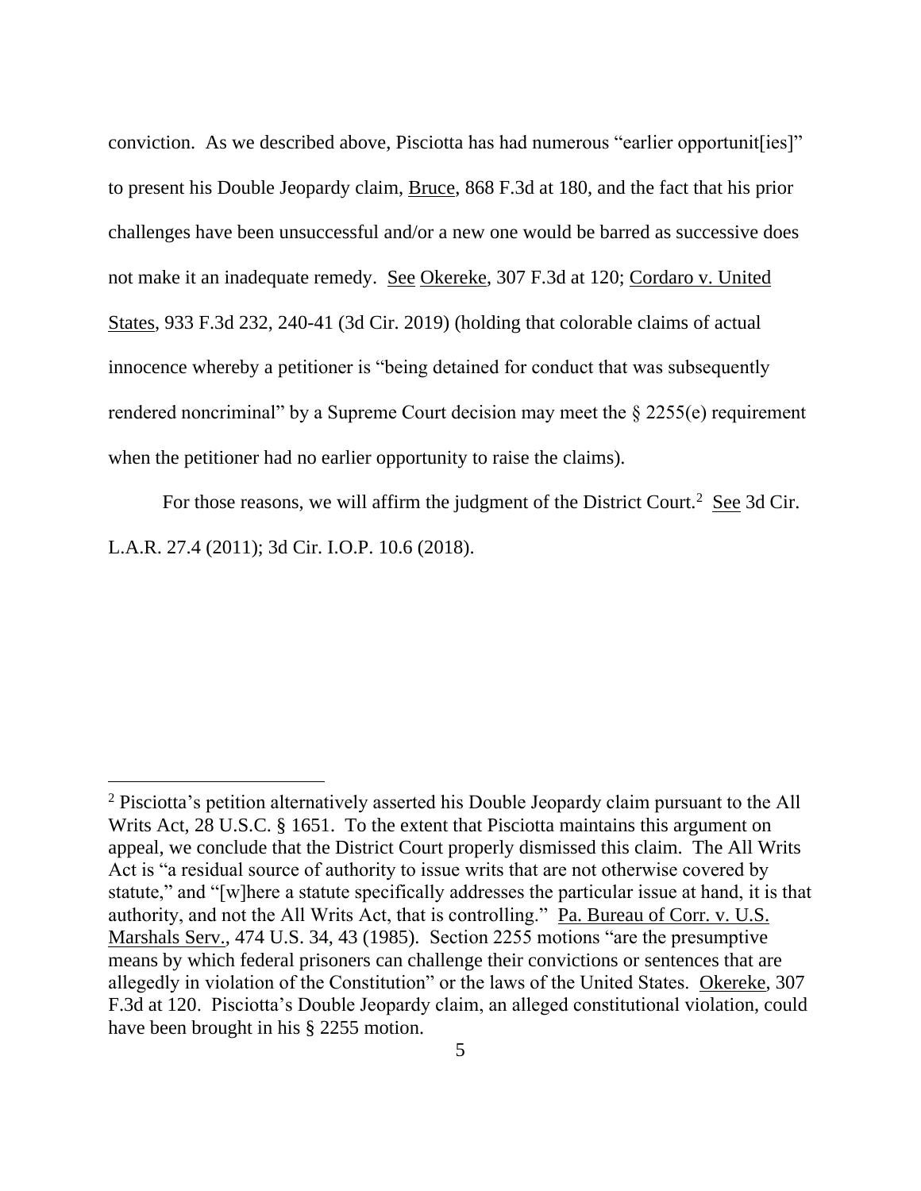conviction. As we described above, Pisciotta has had numerous "earlier opportunit[ies]" to present his Double Jeopardy claim, Bruce, 868 F.3d at 180, and the fact that his prior challenges have been unsuccessful and/or a new one would be barred as successive does not make it an inadequate remedy. See Okereke, 307 F.3d at 120; Cordaro v. United States, 933 F.3d 232, 240-41 (3d Cir. 2019) (holding that colorable claims of actual innocence whereby a petitioner is "being detained for conduct that was subsequently rendered noncriminal" by a Supreme Court decision may meet the § 2255(e) requirement when the petitioner had no earlier opportunity to raise the claims).

For those reasons, we will affirm the judgment of the District Court.[2] See 3d Cir. L.A.R. 27.4 (2011); 3d Cir. I.O.P. 10.6 (2018).

---

[2] Pisciotta's petition alternatively asserted his Double Jeopardy claim pursuant to the All Writs Act, 28 U.S.C. § 1651. To the extent that Pisciotta maintains this argument on appeal, we conclude that the District Court properly dismissed this claim. The All Writs Act is "a residual source of authority to issue writs that are not otherwise covered by statute," and "[w]here a statute specifically addresses the particular issue at hand, it is that authority, and not the All Writs Act, that is controlling." Pa. Bureau of Corr. v. U.S. Marshals Serv., 474 U.S. 34, 43 (1985). Section 2255 motions "are the presumptive means by which federal prisoners can challenge their convictions or sentences that are allegedly in violation of the Constitution" or the laws of the United States. Okereke, 307 F.3d at 120. Pisciotta's Double Jeopardy claim, an alleged constitutional violation, could have been brought in his § 2255 motion.